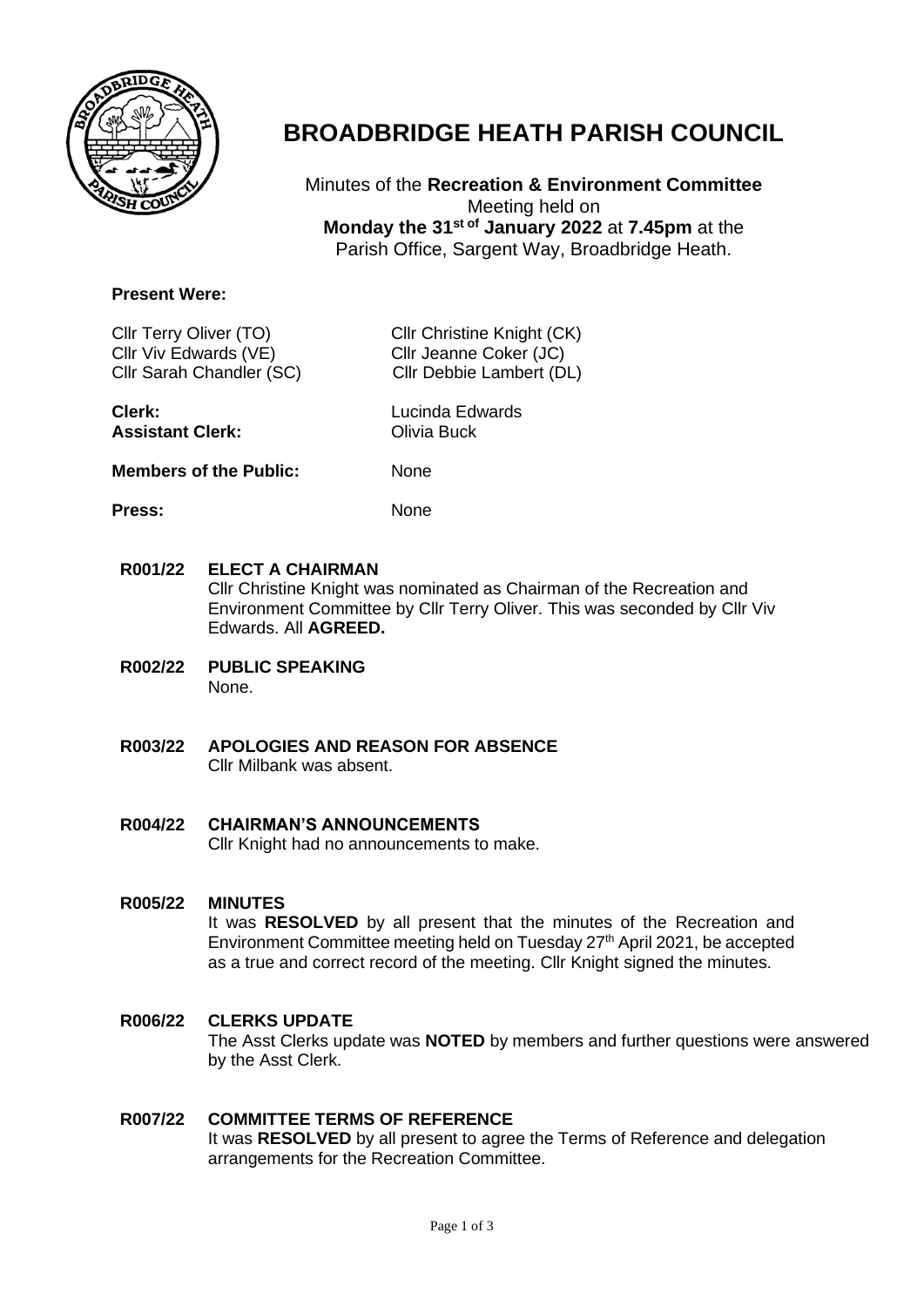# BROADBRIDGE HEATH PARISH COUNCIL

Minutes of the **Recreation & Environment Committee**
Meeting held on
**Monday the 31st of January 2022** at **7.45pm** at the
Parish Office, Sargent Way, Broadbridge Heath.

**Present Were:**

Cllr Terry Oliver (TO)
Cllr Christine Knight (CK)
Cllr Viv Edwards (VE)
Cllr Jeanne Coker (JC)
Cllr Sarah Chandler (SC)
Cllr Debbie Lambert (DL)

**Clerk:** Lucinda Edwards
**Assistant Clerk:** Olivia Buck

**Members of the Public:** None

**Press:** None

**R001/22 ELECT A CHAIRMAN**
Cllr Christine Knight was nominated as Chairman of the Recreation and Environment Committee by Cllr Terry Oliver. This was seconded by Cllr Viv Edwards. All **AGREED.**

**R002/22 PUBLIC SPEAKING**
None.

**R003/22 APOLOGIES AND REASON FOR ABSENCE**
Cllr Milbank was absent.

**R004/22 CHAIRMAN'S ANNOUNCEMENTS**
Cllr Knight had no announcements to make.

**R005/22 MINUTES**
It was **RESOLVED** by all present that the minutes of the Recreation and Environment Committee meeting held on Tuesday 27th April 2021, be accepted as a true and correct record of the meeting. Cllr Knight signed the minutes.

**R006/22 CLERKS UPDATE**
The Asst Clerks update was **NOTED** by members and further questions were answered by the Asst Clerk.

**R007/22 COMMITTEE TERMS OF REFERENCE**
It was **RESOLVED** by all present to agree the Terms of Reference and delegation arrangements for the Recreation Committee.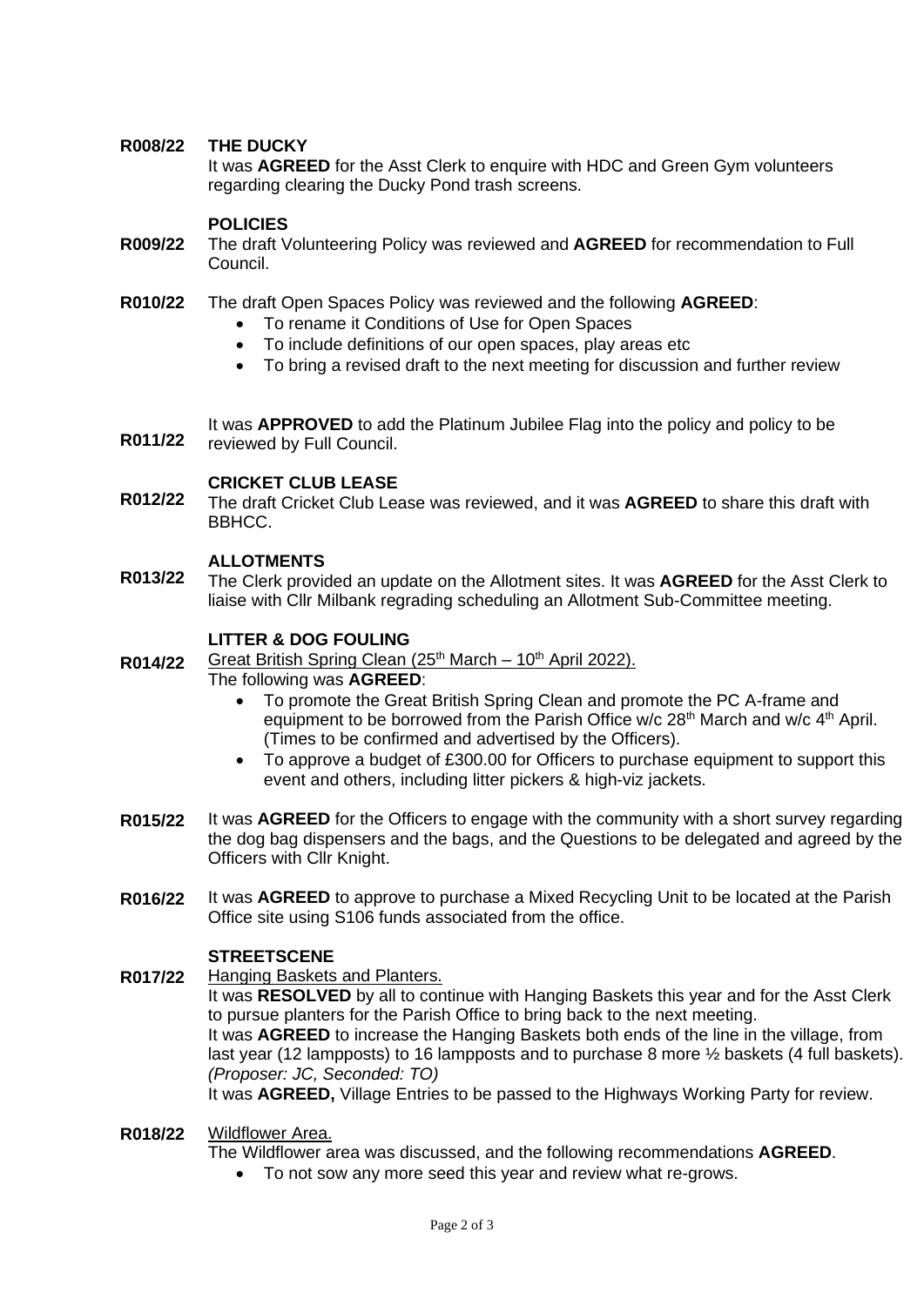**R008/22** **THE DUCKY**

It was **AGREED** for the Asst Clerk to enquire with HDC and Green Gym volunteers regarding clearing the Ducky Pond trash screens.

**POLICIES**

**R009/22** The draft Volunteering Policy was reviewed and **AGREED** for recommendation to Full Council.

**R010/22** The draft Open Spaces Policy was reviewed and the following **AGREED**:

- To rename it Conditions of Use for Open Spaces
- To include definitions of our open spaces, play areas etc
- To bring a revised draft to the next meeting for discussion and further review

**R011/22** It was **APPROVED** to add the Platinum Jubilee Flag into the policy and policy to be reviewed by Full Council.

**CRICKET CLUB LEASE**

**R012/22** The draft Cricket Club Lease was reviewed, and it was **AGREED** to share this draft with BBHCC.

**ALLOTMENTS**

**R013/22** The Clerk provided an update on the Allotment sites. It was **AGREED** for the Asst Clerk to liaise with Cllr Milbank regrading scheduling an Allotment Sub-Committee meeting.

**LITTER & DOG FOULING**

**R014/22** Great British Spring Clean (25th March – 10th April 2022).

The following was **AGREED**:

- To promote the Great British Spring Clean and promote the PC A-frame and equipment to be borrowed from the Parish Office w/c 28th March and w/c 4th April. (Times to be confirmed and advertised by the Officers).
- To approve a budget of £300.00 for Officers to purchase equipment to support this event and others, including litter pickers & high-viz jackets.

**R015/22** It was **AGREED** for the Officers to engage with the community with a short survey regarding the dog bag dispensers and the bags, and the Questions to be delegated and agreed by the Officers with Cllr Knight.

**R016/22** It was **AGREED** to approve to purchase a Mixed Recycling Unit to be located at the Parish Office site using S106 funds associated from the office.

**STREETSCENE**

**R017/22** Hanging Baskets and Planters.

It was **RESOLVED** by all to continue with Hanging Baskets this year and for the Asst Clerk to pursue planters for the Parish Office to bring back to the next meeting.

It was **AGREED** to increase the Hanging Baskets both ends of the line in the village, from last year (12 lampposts) to 16 lampposts and to purchase 8 more ½ baskets (4 full baskets). *(Proposer: JC, Seconded: TO)*

It was **AGREED,** Village Entries to be passed to the Highways Working Party for review.

**R018/22** Wildflower Area.

The Wildflower area was discussed, and the following recommendations **AGREED**.

- To not sow any more seed this year and review what re-grows.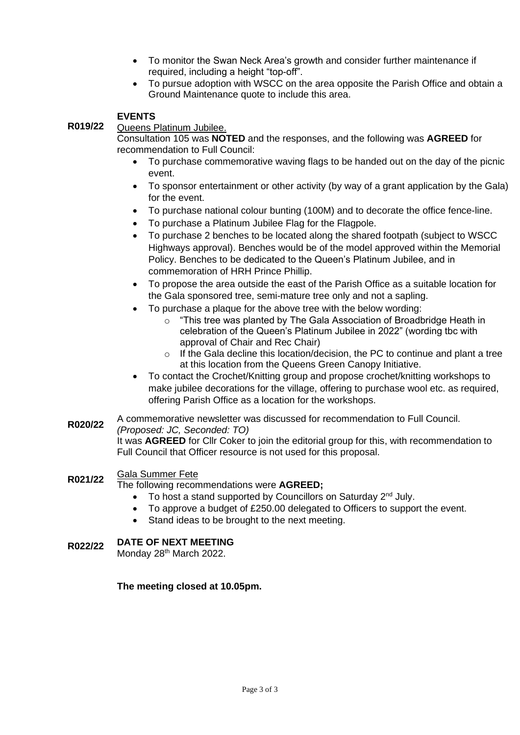- To monitor the Swan Neck Area's growth and consider further maintenance if required, including a height "top-off".
- To pursue adoption with WSCC on the area opposite the Parish Office and obtain a Ground Maintenance quote to include this area.

**EVENTS**

**R019/22** Queens Platinum Jubilee.

Consultation 105 was **NOTED** and the responses, and the following was **AGREED** for recommendation to Full Council:

- To purchase commemorative waving flags to be handed out on the day of the picnic event.
- To sponsor entertainment or other activity (by way of a grant application by the Gala) for the event.
- To purchase national colour bunting (100M) and to decorate the office fence-line.
- To purchase a Platinum Jubilee Flag for the Flagpole.
- To purchase 2 benches to be located along the shared footpath (subject to WSCC Highways approval). Benches would be of the model approved within the Memorial Policy. Benches to be dedicated to the Queen's Platinum Jubilee, and in commemoration of HRH Prince Phillip.
- To propose the area outside the east of the Parish Office as a suitable location for the Gala sponsored tree, semi-mature tree only and not a sapling.
- To purchase a plaque for the above tree with the below wording:
  - "This tree was planted by The Gala Association of Broadbridge Heath in celebration of the Queen's Platinum Jubilee in 2022" (wording tbc with approval of Chair and Rec Chair)
  - If the Gala decline this location/decision, the PC to continue and plant a tree at this location from the Queens Green Canopy Initiative.
- To contact the Crochet/Knitting group and propose crochet/knitting workshops to make jubilee decorations for the village, offering to purchase wool etc. as required, offering Parish Office as a location for the workshops.

**R020/22** A commemorative newsletter was discussed for recommendation to Full Council. *(Proposed: JC, Seconded: TO)*

It was **AGREED** for Cllr Coker to join the editorial group for this, with recommendation to Full Council that Officer resource is not used for this proposal.

**R021/22** Gala Summer Fete

The following recommendations were **AGREED;**

- To host a stand supported by Councillors on Saturday 2nd July.
- To approve a budget of £250.00 delegated to Officers to support the event.
- Stand ideas to be brought to the next meeting.

**R022/22** **DATE OF NEXT MEETING**

Monday 28th March 2022.

**The meeting closed at 10.05pm.**